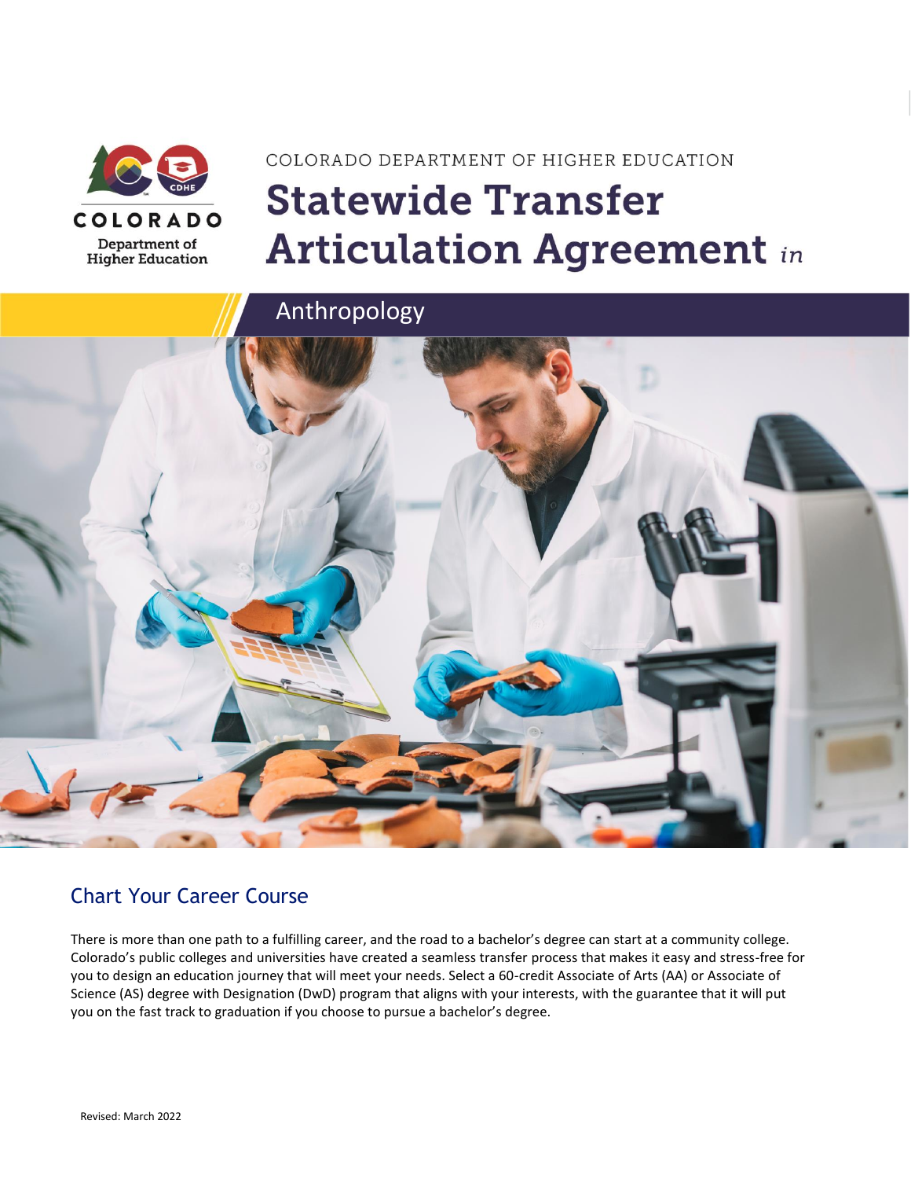COLORADO DEPARTMENT OF HIGHER EDUCATION

# Statewide Transfer Articulation Agreement *in*

## Anthropology

## Chart Your Career Course

There is more than one path to a fulfilling career, and the road to a bachelor's degree can start at a community college. Colorado's public colleges and universities have created a seamless transfer process that makes it easy and stress-free for you to design an education journey that will meet your needs. Select a 60-credit Associate of Arts (AA) or Associate of Science (AS) degree with Designation (DwD) program that aligns with your interests, with the guarantee that it will put you on the fast track to graduation if you choose to pursue a bachelor's degree.

Revised: March 2022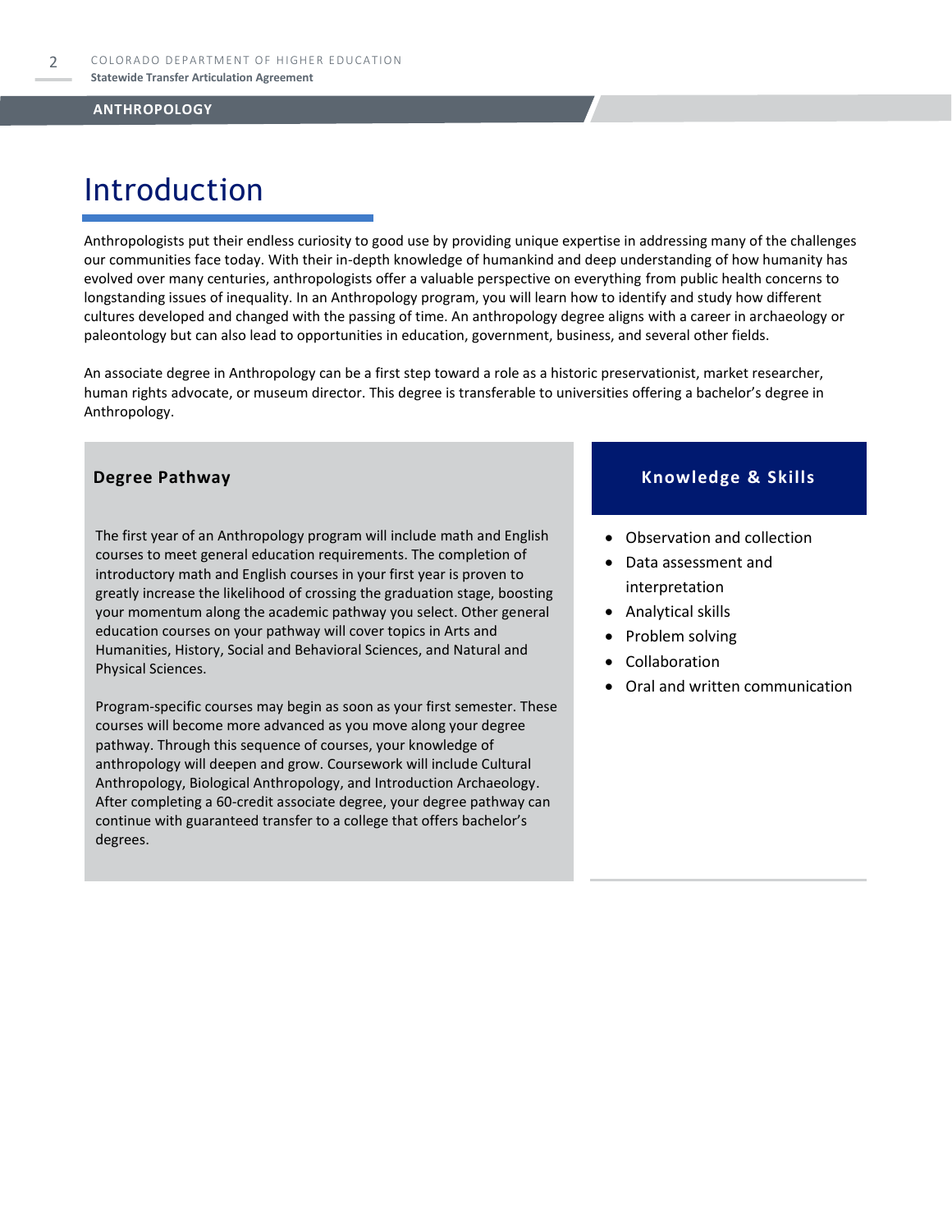# Introduction

Anthropologists put their endless curiosity to good use by providing unique expertise in addressing many of the challenges our communities face today. With their in-depth knowledge of humankind and deep understanding of how humanity has evolved over many centuries, anthropologists offer a valuable perspective on everything from public health concerns to longstanding issues of inequality. In an Anthropology program, you will learn how to identify and study how different cultures developed and changed with the passing of time. An anthropology degree aligns with a career in archaeology or paleontology but can also lead to opportunities in education, government, business, and several other fields.

An associate degree in Anthropology can be a first step toward a role as a historic preservationist, market researcher, human rights advocate, or museum director. This degree is transferable to universities offering a bachelor's degree in Anthropology.

## Degree Pathway

The first year of an Anthropology program will include math and English courses to meet general education requirements. The completion of introductory math and English courses in your first year is proven to greatly increase the likelihood of crossing the graduation stage, boosting your momentum along the academic pathway you select. Other general education courses on your pathway will cover topics in Arts and Humanities, History, Social and Behavioral Sciences, and Natural and Physical Sciences.

Program-specific courses may begin as soon as your first semester. These courses will become more advanced as you move along your degree pathway. Through this sequence of courses, your knowledge of anthropology will deepen and grow. Coursework will include Cultural Anthropology, Biological Anthropology, and Introduction Archaeology. After completing a 60-credit associate degree, your degree pathway can continue with guaranteed transfer to a college that offers bachelor's degrees.

## Knowledge & Skills

- Observation and collection
- Data assessment and interpretation
- Analytical skills
- Problem solving
- Collaboration
- Oral and written communication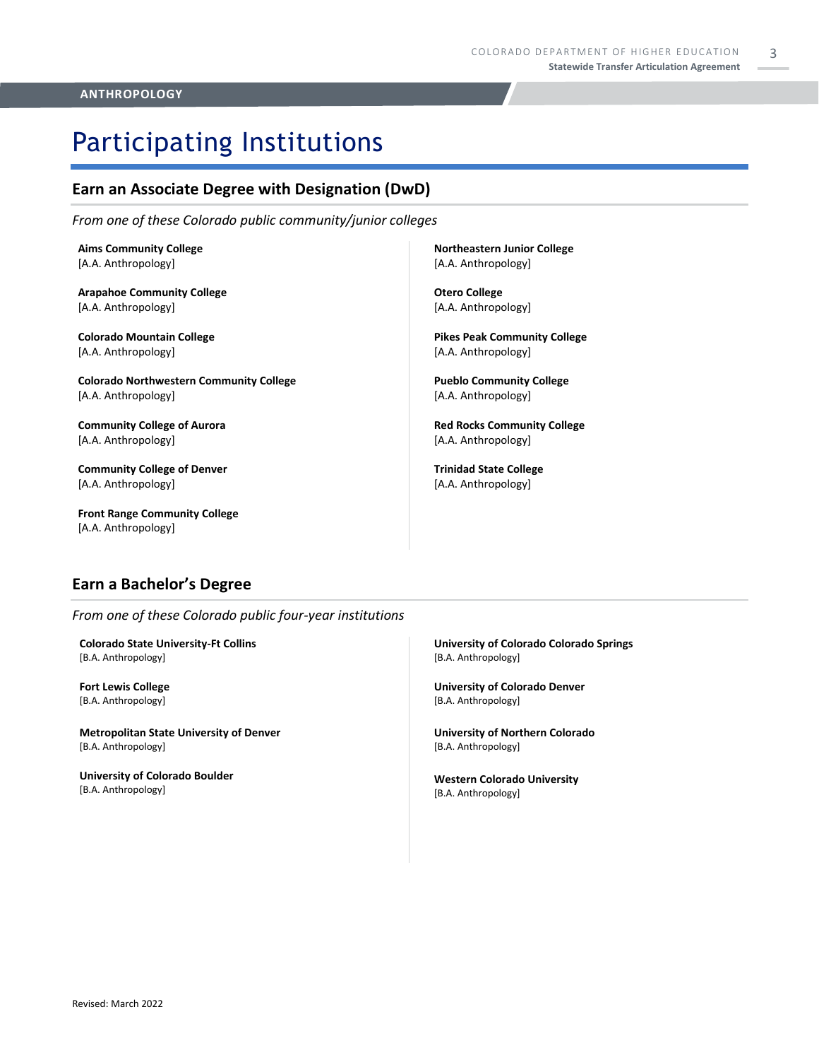# Participating Institutions

## Earn an Associate Degree with Designation (DwD)

*From one of these Colorado public community/junior colleges*

**Aims Community College**
[A.A. Anthropology]

**Arapahoe Community College**
[A.A. Anthropology]

**Colorado Mountain College**
[A.A. Anthropology]

**Colorado Northwestern Community College**
[A.A. Anthropology]

**Community College of Aurora**
[A.A. Anthropology]

**Community College of Denver**
[A.A. Anthropology]

**Front Range Community College**
[A.A. Anthropology]

**Northeastern Junior College**
[A.A. Anthropology]

**Otero College**
[A.A. Anthropology]

**Pikes Peak Community College**
[A.A. Anthropology]

**Pueblo Community College**
[A.A. Anthropology]

**Red Rocks Community College**
[A.A. Anthropology]

**Trinidad State College**
[A.A. Anthropology]

## Earn a Bachelor's Degree

*From one of these Colorado public four-year institutions*

**Colorado State University-Ft Collins**
[B.A. Anthropology]

**Fort Lewis College**
[B.A. Anthropology]

**Metropolitan State University of Denver**
[B.A. Anthropology]

**University of Colorado Boulder**
[B.A. Anthropology]

**University of Colorado Colorado Springs**
[B.A. Anthropology]

**University of Colorado Denver**
[B.A. Anthropology]

**University of Northern Colorado**
[B.A. Anthropology]

**Western Colorado University**
[B.A. Anthropology]

Revised: March 2022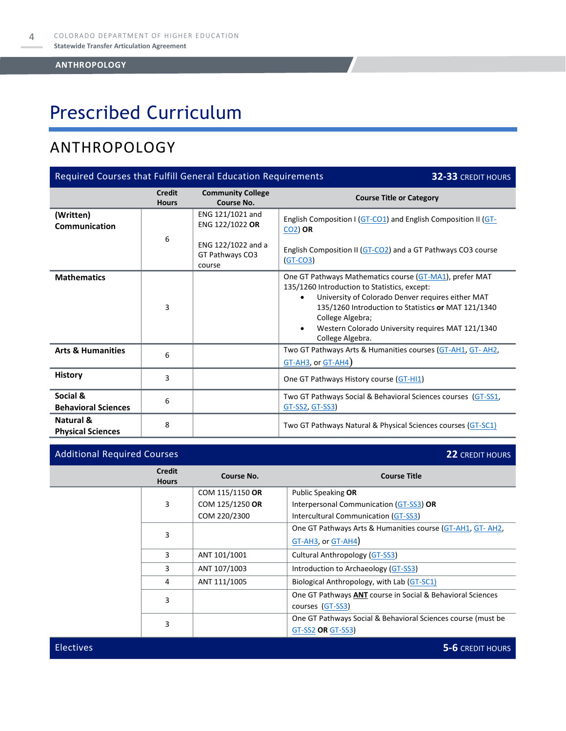# Prescribed Curriculum

## ANTHROPOLOGY

| Required Courses that Fulfill General Education Requirements | | | 32-33 CREDIT HOURS |
|---|---|---|---|
| | **Credit Hours** | **Community College Course No.** | **Course Title or Category** |
| **(Written) Communication** | 6 | ENG 121/1021 and ENG 122/1022 **OR**<br><br>ENG 122/1022 and a GT Pathways CO3 course | English Composition I (GT-CO1) and English Composition II (GT-CO2) **OR**<br><br>English Composition II (GT-CO2) and a GT Pathways CO3 course (GT-CO3) |
| **Mathematics** | 3 | | One GT Pathways Mathematics course (GT-MA1), prefer MAT 135/1260 Introduction to Statistics, except:<br>• University of Colorado Denver requires either MAT 135/1260 Introduction to Statistics **or** MAT 121/1340 College Algebra;<br>• Western Colorado University requires MAT 121/1340 College Algebra. |
| **Arts & Humanities** | 6 | | Two GT Pathways Arts & Humanities courses (GT-AH1, GT- AH2, GT-AH3, or GT-AH4) |
| **History** | 3 | | One GT Pathways History course (GT-HI1) |
| **Social & Behavioral Sciences** | 6 | | Two GT Pathways Social & Behavioral Sciences courses (GT-SS1, GT-SS2, GT-SS3) |
| **Natural & Physical Sciences** | 8 | | Two GT Pathways Natural & Physical Sciences courses (GT-SC1) |

| Additional Required Courses | | | 22 CREDIT HOURS |
|---|---|---|---|
| | **Credit Hours** | **Course No.** | **Course Title** |
| | 3 | COM 115/1150 **OR**<br>COM 125/1250 **OR**<br>COM 220/2300 | Public Speaking **OR**<br>Interpersonal Communication (GT-SS3) **OR**<br>Intercultural Communication (GT-SS3) |
| | 3 | | One GT Pathways Arts & Humanities course (GT-AH1, GT- AH2, GT-AH3, or GT-AH4) |
| | 3 | ANT 101/1001 | Cultural Anthropology (GT-SS3) |
| | 3 | ANT 107/1003 | Introduction to Archaeology (GT-SS3) |
| | 4 | ANT 111/1005 | Biological Anthropology, with Lab (GT-SC1) |
| | 3 | | One GT Pathways **ANT** course in Social & Behavioral Sciences courses (GT-SS3) |
| | 3 | | One GT Pathways Social & Behavioral Sciences course (must be GT-SS2 **OR** GT-SS3) |

| Electives | 5-6 CREDIT HOURS |
|---|---|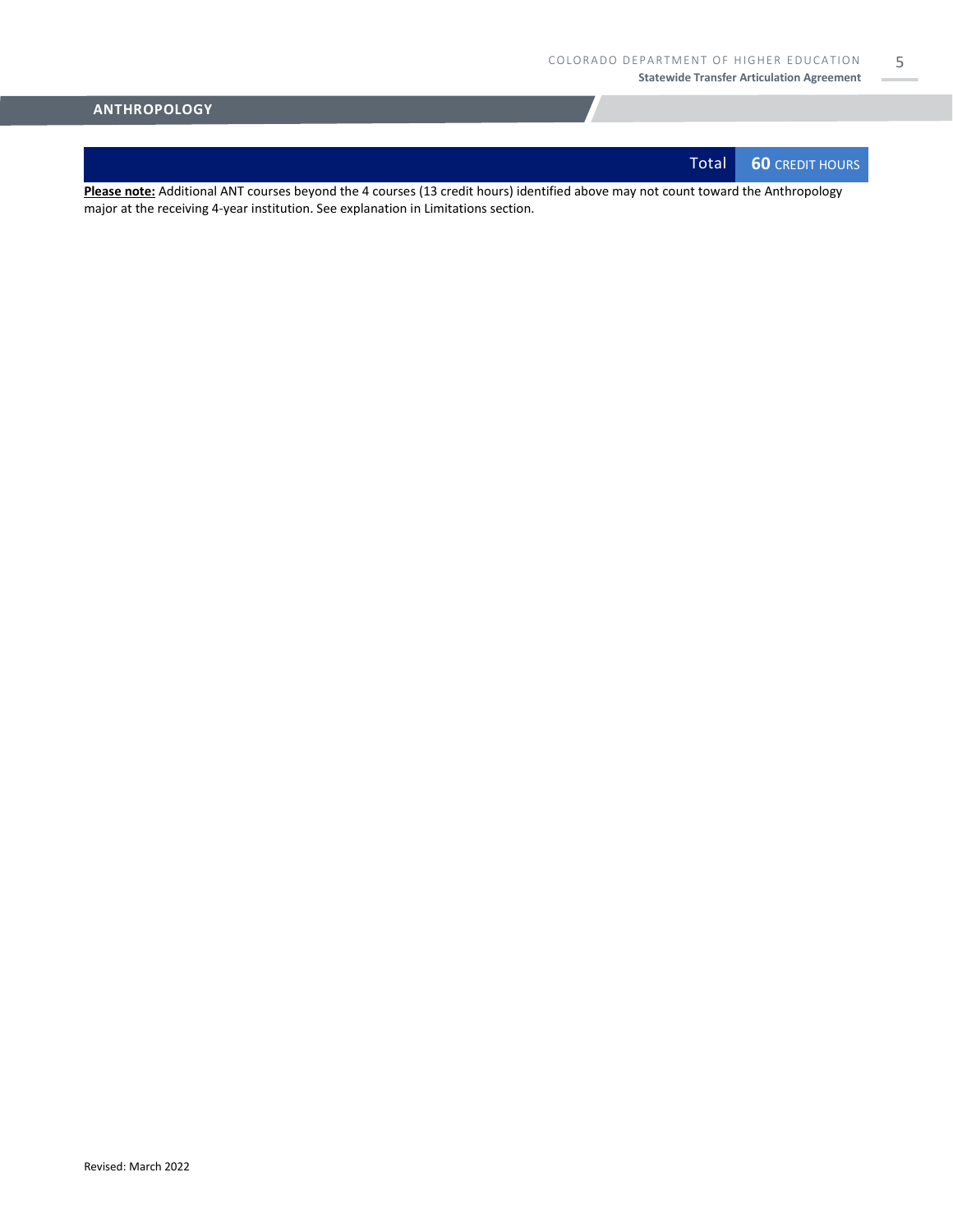## ANTHROPOLOGY

| | Total | 60 CREDIT HOURS |
|---|---|---|

**Please note:** Additional ANT courses beyond the 4 courses (13 credit hours) identified above may not count toward the Anthropology major at the receiving 4-year institution. See explanation in Limitations section.

Revised: March 2022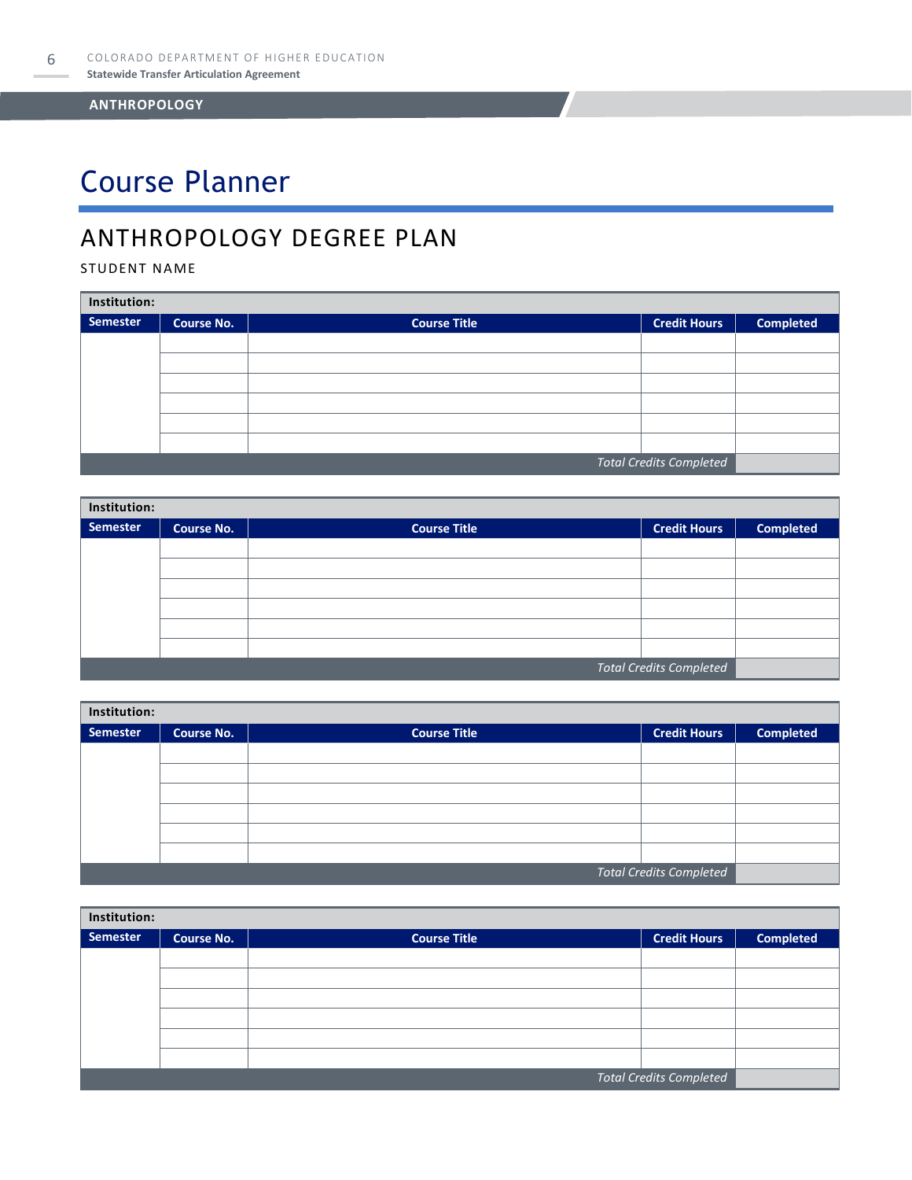# Course Planner

## ANTHROPOLOGY DEGREE PLAN

STUDENT NAME

| Institution: | | | | |
|---|---|---|---|---|
| **Semester** | **Course No.** | **Course Title** | **Credit Hours** | **Completed** |
| | | | | |
| | | | | |
| | | | | |
| | | | | |
| | | | | |
| | | | | |
| | | | *Total Credits Completed* | |

| Institution: | | | | |
|---|---|---|---|---|
| **Semester** | **Course No.** | **Course Title** | **Credit Hours** | **Completed** |
| | | | | |
| | | | | |
| | | | | |
| | | | | |
| | | | | |
| | | | | |
| | | | *Total Credits Completed* | |

| Institution: | | | | |
|---|---|---|---|---|
| **Semester** | **Course No.** | **Course Title** | **Credit Hours** | **Completed** |
| | | | | |
| | | | | |
| | | | | |
| | | | | |
| | | | | |
| | | | | |
| | | | *Total Credits Completed* | |

| Institution: | | | | |
|---|---|---|---|---|
| **Semester** | **Course No.** | **Course Title** | **Credit Hours** | **Completed** |
| | | | | |
| | | | | |
| | | | | |
| | | | | |
| | | | | |
| | | | | |
| | | | *Total Credits Completed* | |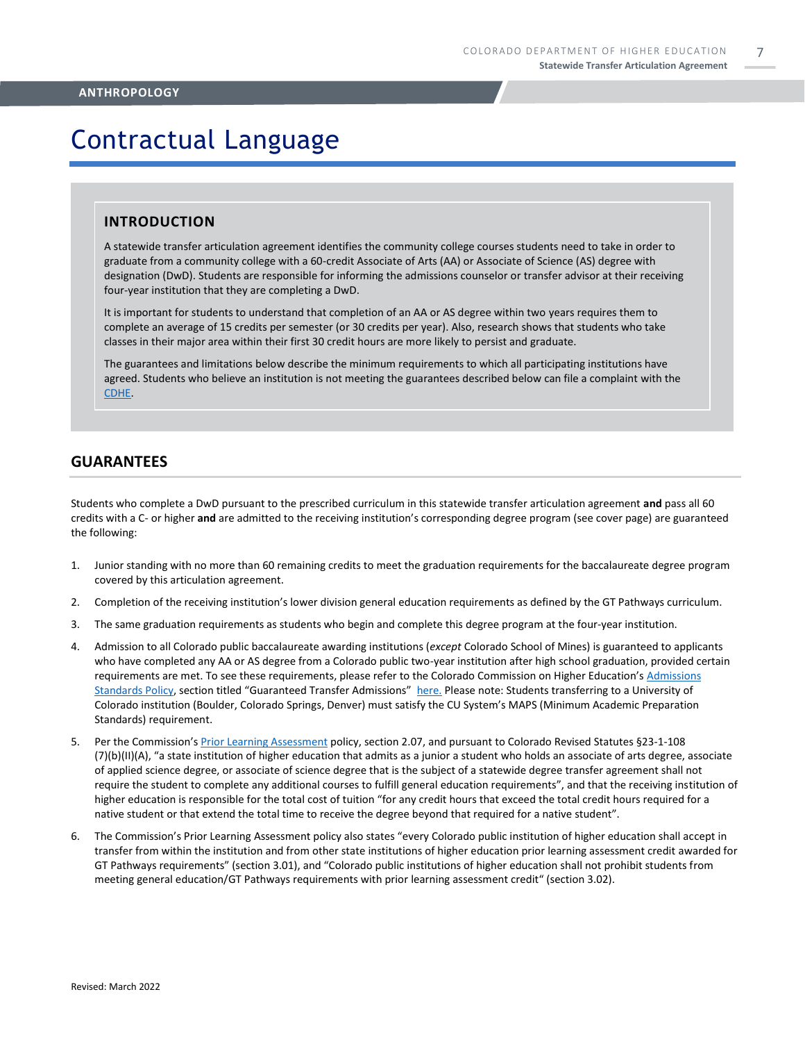ANTHROPOLOGY

# Contractual Language

## INTRODUCTION

A statewide transfer articulation agreement identifies the community college courses students need to take in order to graduate from a community college with a 60-credit Associate of Arts (AA) or Associate of Science (AS) degree with designation (DwD). Students are responsible for informing the admissions counselor or transfer advisor at their receiving four-year institution that they are completing a DwD.

It is important for students to understand that completion of an AA or AS degree within two years requires them to complete an average of 15 credits per semester (or 30 credits per year). Also, research shows that students who take classes in their major area within their first 30 credit hours are more likely to persist and graduate.

The guarantees and limitations below describe the minimum requirements to which all participating institutions have agreed. Students who believe an institution is not meeting the guarantees described below can file a complaint with the CDHE.

## GUARANTEES

Students who complete a DwD pursuant to the prescribed curriculum in this statewide transfer articulation agreement **and** pass all 60 credits with a C- or higher **and** are admitted to the receiving institution's corresponding degree program (see cover page) are guaranteed the following:

1. Junior standing with no more than 60 remaining credits to meet the graduation requirements for the baccalaureate degree program covered by this articulation agreement.
2. Completion of the receiving institution's lower division general education requirements as defined by the GT Pathways curriculum.
3. The same graduation requirements as students who begin and complete this degree program at the four-year institution.
4. Admission to all Colorado public baccalaureate awarding institutions (*except* Colorado School of Mines) is guaranteed to applicants who have completed any AA or AS degree from a Colorado public two-year institution after high school graduation, provided certain requirements are met. To see these requirements, please refer to the Colorado Commission on Higher Education's Admissions Standards Policy, section titled "Guaranteed Transfer Admissions" here. Please note: Students transferring to a University of Colorado institution (Boulder, Colorado Springs, Denver) must satisfy the CU System's MAPS (Minimum Academic Preparation Standards) requirement.
5. Per the Commission's Prior Learning Assessment policy, section 2.07, and pursuant to Colorado Revised Statutes §23-1-108 (7)(b)(II)(A), "a state institution of higher education that admits as a junior a student who holds an associate of arts degree, associate of applied science degree, or associate of science degree that is the subject of a statewide degree transfer agreement shall not require the student to complete any additional courses to fulfill general education requirements", and that the receiving institution of higher education is responsible for the total cost of tuition "for any credit hours that exceed the total credit hours required for a native student or that extend the total time to receive the degree beyond that required for a native student".
6. The Commission's Prior Learning Assessment policy also states "every Colorado public institution of higher education shall accept in transfer from within the institution and from other state institutions of higher education prior learning assessment credit awarded for GT Pathways requirements" (section 3.01), and "Colorado public institutions of higher education shall not prohibit students from meeting general education/GT Pathways requirements with prior learning assessment credit" (section 3.02).

Revised: March 2022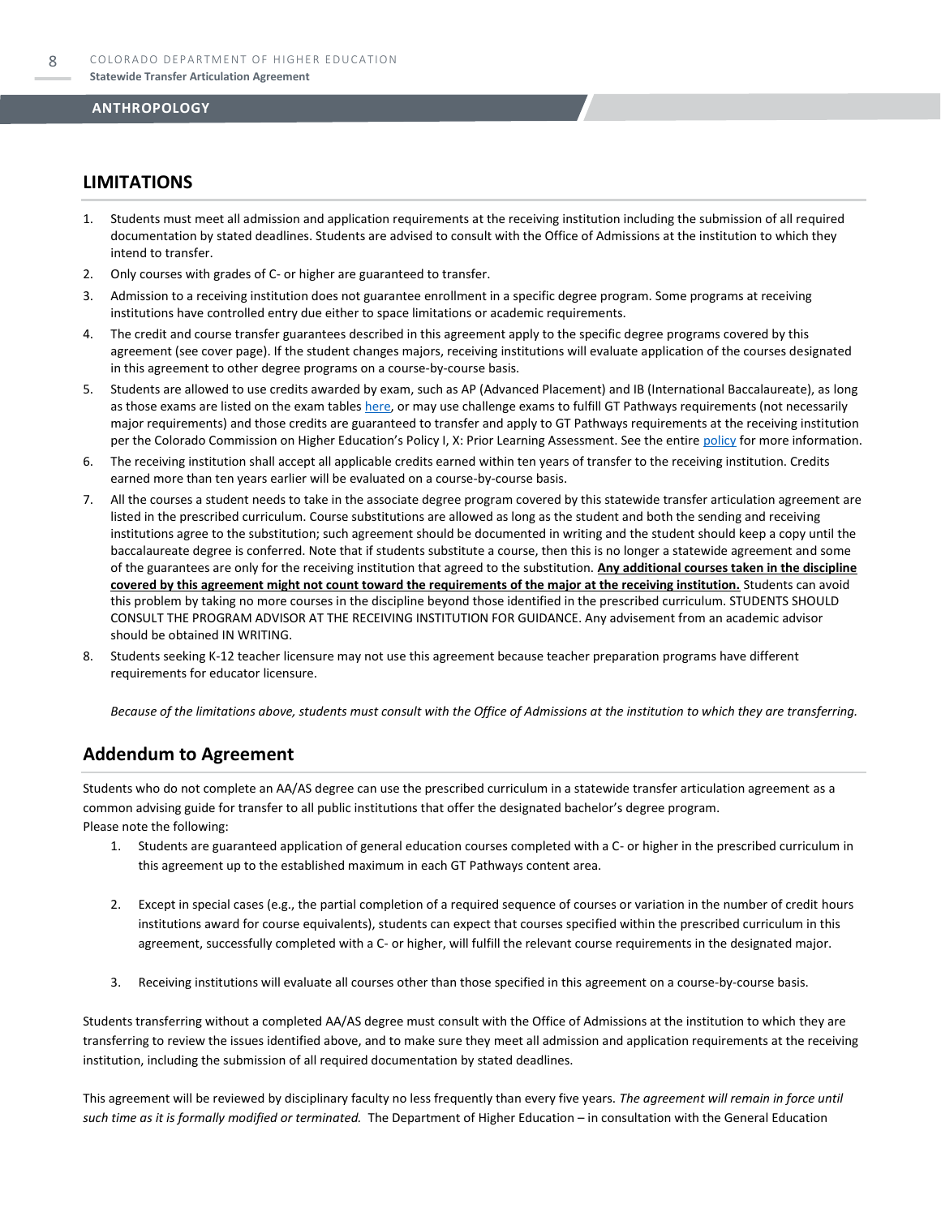## LIMITATIONS

1. Students must meet all admission and application requirements at the receiving institution including the submission of all required documentation by stated deadlines. Students are advised to consult with the Office of Admissions at the institution to which they intend to transfer.
2. Only courses with grades of C- or higher are guaranteed to transfer.
3. Admission to a receiving institution does not guarantee enrollment in a specific degree program. Some programs at receiving institutions have controlled entry due either to space limitations or academic requirements.
4. The credit and course transfer guarantees described in this agreement apply to the specific degree programs covered by this agreement (see cover page). If the student changes majors, receiving institutions will evaluate application of the courses designated in this agreement to other degree programs on a course-by-course basis.
5. Students are allowed to use credits awarded by exam, such as AP (Advanced Placement) and IB (International Baccalaureate), as long as those exams are listed on the exam tables here, or may use challenge exams to fulfill GT Pathways requirements (not necessarily major requirements) and those credits are guaranteed to transfer and apply to GT Pathways requirements at the receiving institution per the Colorado Commission on Higher Education's Policy I, X: Prior Learning Assessment. See the entire policy for more information.
6. The receiving institution shall accept all applicable credits earned within ten years of transfer to the receiving institution. Credits earned more than ten years earlier will be evaluated on a course-by-course basis.
7. All the courses a student needs to take in the associate degree program covered by this statewide transfer articulation agreement are listed in the prescribed curriculum. Course substitutions are allowed as long as the student and both the sending and receiving institutions agree to the substitution; such agreement should be documented in writing and the student should keep a copy until the baccalaureate degree is conferred. Note that if students substitute a course, then this is no longer a statewide agreement and some of the guarantees are only for the receiving institution that agreed to the substitution. **Any additional courses taken in the discipline covered by this agreement might not count toward the requirements of the major at the receiving institution.** Students can avoid this problem by taking no more courses in the discipline beyond those identified in the prescribed curriculum. STUDENTS SHOULD CONSULT THE PROGRAM ADVISOR AT THE RECEIVING INSTITUTION FOR GUIDANCE. Any advisement from an academic advisor should be obtained IN WRITING.
8. Students seeking K-12 teacher licensure may not use this agreement because teacher preparation programs have different requirements for educator licensure.

*Because of the limitations above, students must consult with the Office of Admissions at the institution to which they are transferring.*

## Addendum to Agreement

Students who do not complete an AA/AS degree can use the prescribed curriculum in a statewide transfer articulation agreement as a common advising guide for transfer to all public institutions that offer the designated bachelor's degree program.
Please note the following:

1. Students are guaranteed application of general education courses completed with a C- or higher in the prescribed curriculum in this agreement up to the established maximum in each GT Pathways content area.

2. Except in special cases (e.g., the partial completion of a required sequence of courses or variation in the number of credit hours institutions award for course equivalents), students can expect that courses specified within the prescribed curriculum in this agreement, successfully completed with a C- or higher, will fulfill the relevant course requirements in the designated major.

3. Receiving institutions will evaluate all courses other than those specified in this agreement on a course-by-course basis.

Students transferring without a completed AA/AS degree must consult with the Office of Admissions at the institution to which they are transferring to review the issues identified above, and to make sure they meet all admission and application requirements at the receiving institution, including the submission of all required documentation by stated deadlines.

This agreement will be reviewed by disciplinary faculty no less frequently than every five years. *The agreement will remain in force until such time as it is formally modified or terminated.* The Department of Higher Education – in consultation with the General Education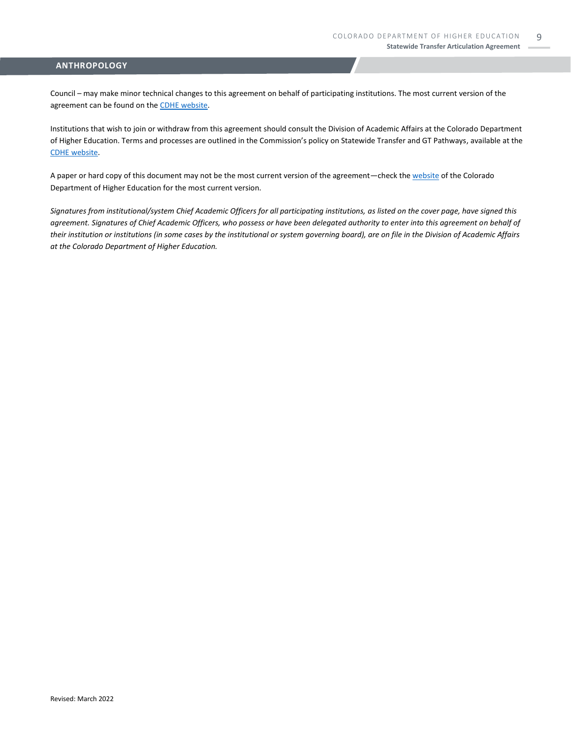Council – may make minor technical changes to this agreement on behalf of participating institutions. The most current version of the agreement can be found on the [CDHE website](#).

Institutions that wish to join or withdraw from this agreement should consult the Division of Academic Affairs at the Colorado Department of Higher Education. Terms and processes are outlined in the Commission's policy on Statewide Transfer and GT Pathways, available at the [CDHE website](#).

A paper or hard copy of this document may not be the most current version of the agreement—check the [website](#) of the Colorado Department of Higher Education for the most current version.

*Signatures from institutional/system Chief Academic Officers for all participating institutions, as listed on the cover page, have signed this agreement. Signatures of Chief Academic Officers, who possess or have been delegated authority to enter into this agreement on behalf of their institution or institutions (in some cases by the institutional or system governing board), are on file in the Division of Academic Affairs at the Colorado Department of Higher Education.*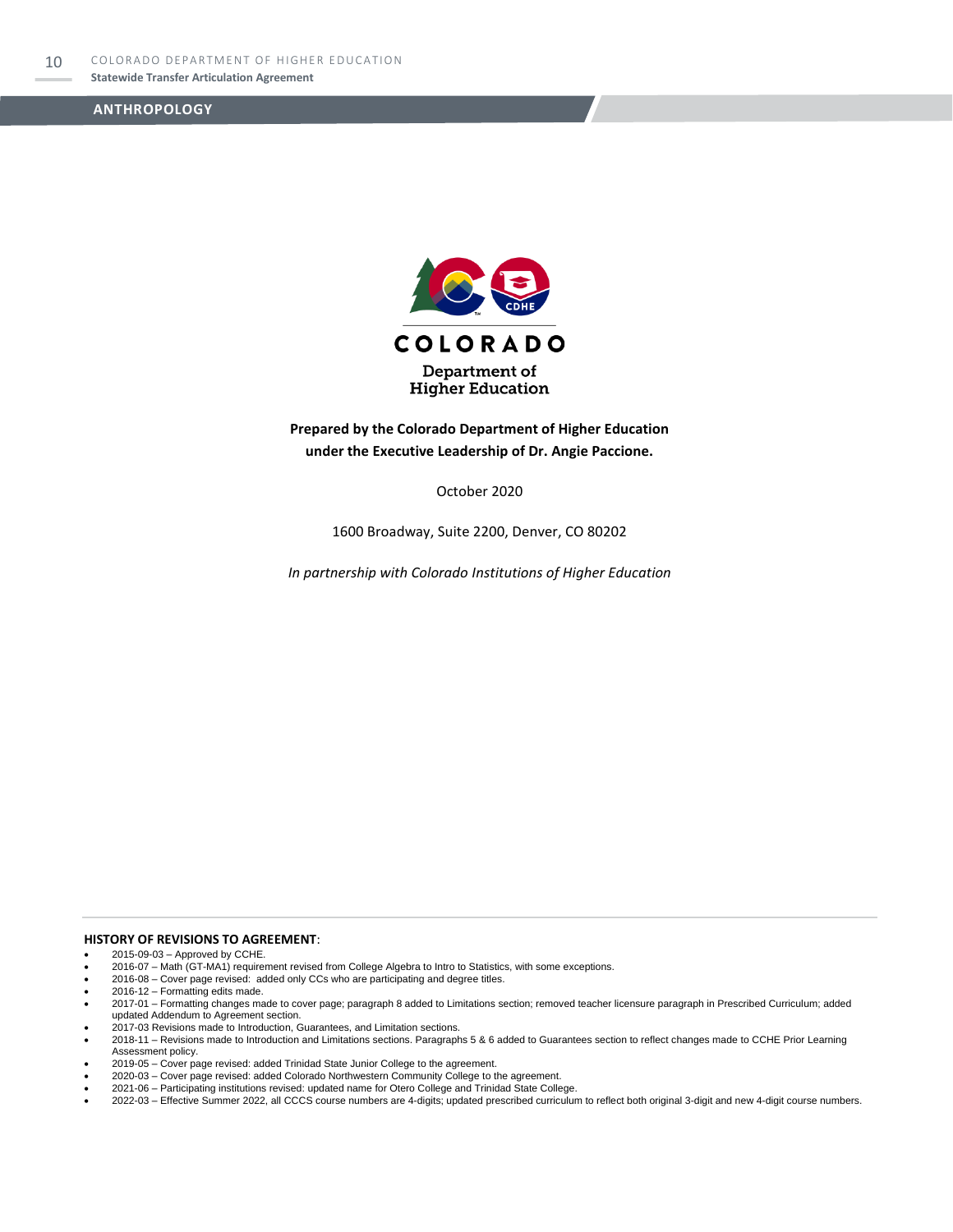COLORADO

Department of
Higher Education

**Prepared by the Colorado Department of Higher Education under the Executive Leadership of Dr. Angie Paccione.**

October 2020

1600 Broadway, Suite 2200, Denver, CO 80202

*In partnership with Colorado Institutions of Higher Education*

**HISTORY OF REVISIONS TO AGREEMENT**:

- 2015-09-03 – Approved by CCHE.
- 2016-07 – Math (GT-MA1) requirement revised from College Algebra to Intro to Statistics, with some exceptions.
- 2016-08 – Cover page revised: added only CCs who are participating and degree titles.
- 2016-12 – Formatting edits made.
- 2017-01 – Formatting changes made to cover page; paragraph 8 added to Limitations section; removed teacher licensure paragraph in Prescribed Curriculum; added updated Addendum to Agreement section.
- 2017-03 Revisions made to Introduction, Guarantees, and Limitation sections.
- 2018-11 – Revisions made to Introduction and Limitations sections. Paragraphs 5 & 6 added to Guarantees section to reflect changes made to CCHE Prior Learning Assessment policy.
- 2019-05 – Cover page revised: added Trinidad State Junior College to the agreement.
- 2020-03 – Cover page revised: added Colorado Northwestern Community College to the agreement.
- 2021-06 – Participating institutions revised: updated name for Otero College and Trinidad State College.
- 2022-03 – Effective Summer 2022, all CCCS course numbers are 4-digits; updated prescribed curriculum to reflect both original 3-digit and new 4-digit course numbers.